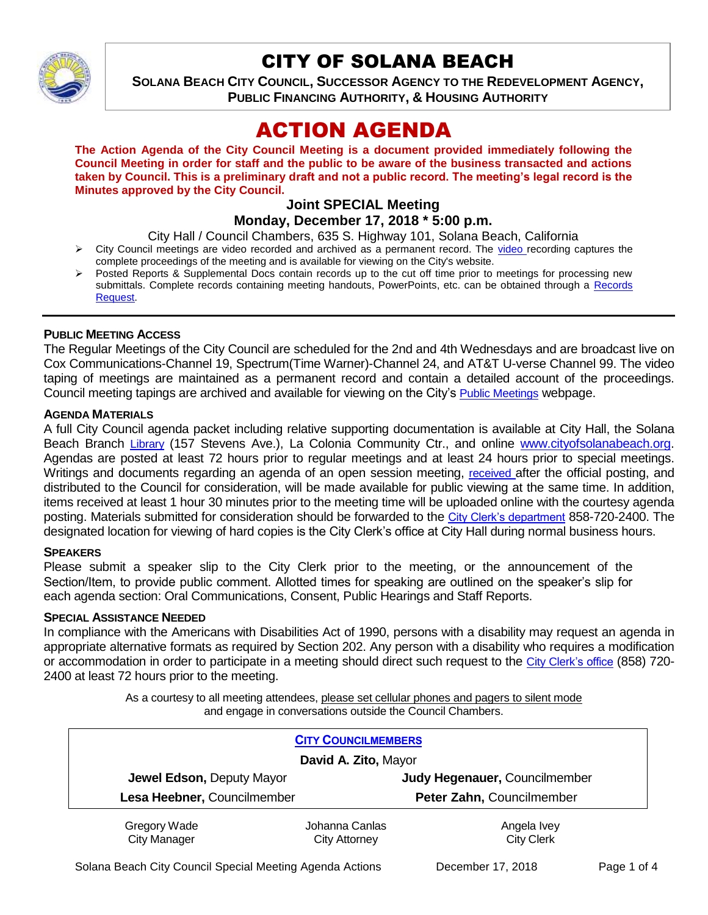# CITY OF SOLANA BEACH

**SOLANA BEACH CITY COUNCIL, SUCCESSOR AGENCY TO THE REDEVELOPMENT AGENCY, PUBLIC FINANCING AUTHORITY, & HOUSING AUTHORITY**

# ACTION AGENDA

**The Action Agenda of the City Council Meeting is a document provided immediately following the Council Meeting in order for staff and the public to be aware of the business transacted and actions taken by Council. This is a preliminary draft and not a public record. The meeting's legal record is the Minutes approved by the City Council.**

### Joint SPECIAL Meeting
### Monday, December 17, 2018 * 5:00 p.m.

City Hall / Council Chambers, 635 S. Highway 101, Solana Beach, California

- City Council meetings are video recorded and archived as a permanent record. The video recording captures the complete proceedings of the meeting and is available for viewing on the City's website.
- Posted Reports & Supplemental Docs contain records up to the cut off time prior to meetings for processing new submittals. Complete records containing meeting handouts, PowerPoints, etc. can be obtained through a Records Request.

---

**PUBLIC MEETING ACCESS**

The Regular Meetings of the City Council are scheduled for the 2nd and 4th Wednesdays and are broadcast live on Cox Communications-Channel 19, Spectrum(Time Warner)-Channel 24, and AT&T U-verse Channel 99. The video taping of meetings are maintained as a permanent record and contain a detailed account of the proceedings. Council meeting tapings are archived and available for viewing on the City's Public Meetings webpage.

**AGENDA MATERIALS**

A full City Council agenda packet including relative supporting documentation is available at City Hall, the Solana Beach Branch Library (157 Stevens Ave.), La Colonia Community Ctr., and online www.cityofsolanabeach.org. Agendas are posted at least 72 hours prior to regular meetings and at least 24 hours prior to special meetings. Writings and documents regarding an agenda of an open session meeting, received after the official posting, and distributed to the Council for consideration, will be made available for public viewing at the same time. In addition, items received at least 1 hour 30 minutes prior to the meeting time will be uploaded online with the courtesy agenda posting. Materials submitted for consideration should be forwarded to the City Clerk's department 858-720-2400. The designated location for viewing of hard copies is the City Clerk's office at City Hall during normal business hours.

**SPEAKERS**

Please submit a speaker slip to the City Clerk prior to the meeting, or the announcement of the Section/Item, to provide public comment. Allotted times for speaking are outlined on the speaker's slip for each agenda section: Oral Communications, Consent, Public Hearings and Staff Reports.

**SPECIAL ASSISTANCE NEEDED**

In compliance with the Americans with Disabilities Act of 1990, persons with a disability may request an agenda in appropriate alternative formats as required by Section 202. Any person with a disability who requires a modification or accommodation in order to participate in a meeting should direct such request to the City Clerk's office (858) 720-2400 at least 72 hours prior to the meeting.

As a courtesy to all meeting attendees, please set cellular phones and pagers to silent mode and engage in conversations outside the Council Chambers.

**CITY COUNCILMEMBERS**

**David A. Zito,** Mayor

| | |
|---|---|
| **Jewel Edson,** Deputy Mayor | **Judy Hegenauer,** Councilmember |
| **Lesa Heebner,** Councilmember | **Peter Zahn,** Councilmember |

| | | |
|---|---|---|
| Gregory Wade<br>City Manager | Johanna Canlas<br>City Attorney | Angela Ivey<br>City Clerk |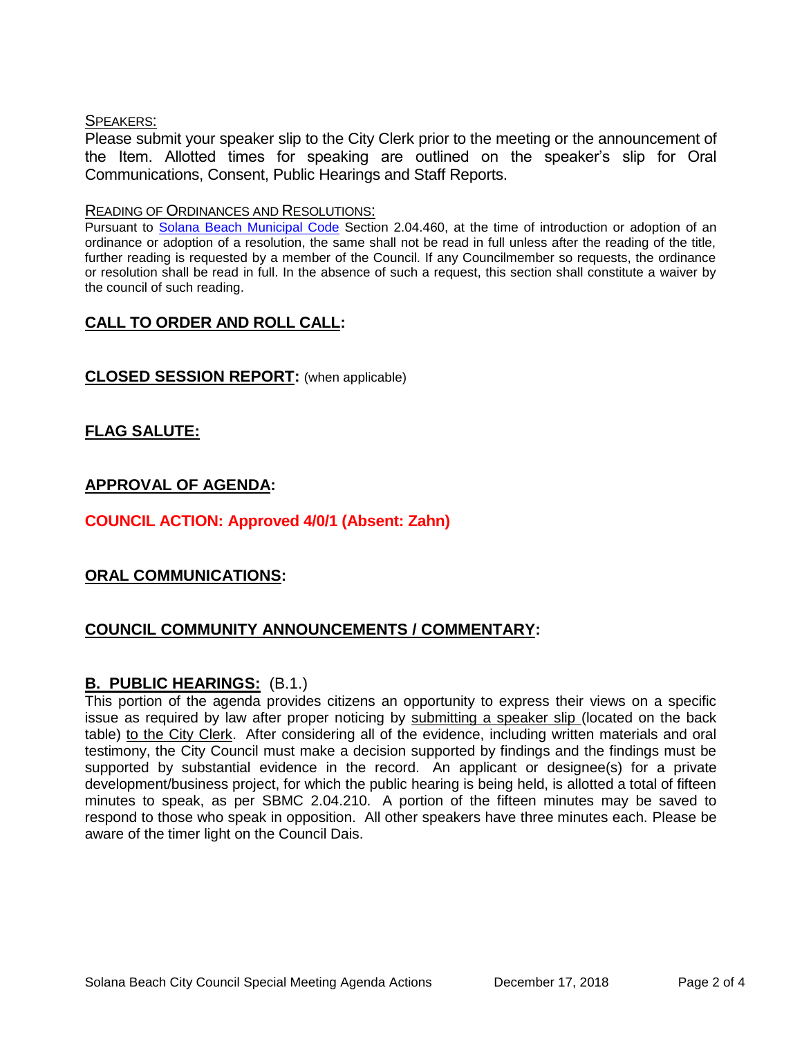SPEAKERS:

Please submit your speaker slip to the City Clerk prior to the meeting or the announcement of the Item. Allotted times for speaking are outlined on the speaker's slip for Oral Communications, Consent, Public Hearings and Staff Reports.

READING OF ORDINANCES AND RESOLUTIONS:

Pursuant to Solana Beach Municipal Code Section 2.04.460, at the time of introduction or adoption of an ordinance or adoption of a resolution, the same shall not be read in full unless after the reading of the title, further reading is requested by a member of the Council. If any Councilmember so requests, the ordinance or resolution shall be read in full. In the absence of such a request, this section shall constitute a waiver by the council of such reading.

## CALL TO ORDER AND ROLL CALL:

## CLOSED SESSION REPORT: (when applicable)

## FLAG SALUTE:

## APPROVAL OF AGENDA:

**COUNCIL ACTION: Approved 4/0/1 (Absent: Zahn)**

## ORAL COMMUNICATIONS:

## COUNCIL COMMUNITY ANNOUNCEMENTS / COMMENTARY:

## B. PUBLIC HEARINGS: (B.1.)

This portion of the agenda provides citizens an opportunity to express their views on a specific issue as required by law after proper noticing by submitting a speaker slip (located on the back table) to the City Clerk. After considering all of the evidence, including written materials and oral testimony, the City Council must make a decision supported by findings and the findings must be supported by substantial evidence in the record. An applicant or designee(s) for a private development/business project, for which the public hearing is being held, is allotted a total of fifteen minutes to speak, as per SBMC 2.04.210. A portion of the fifteen minutes may be saved to respond to those who speak in opposition. All other speakers have three minutes each. Please be aware of the timer light on the Council Dais.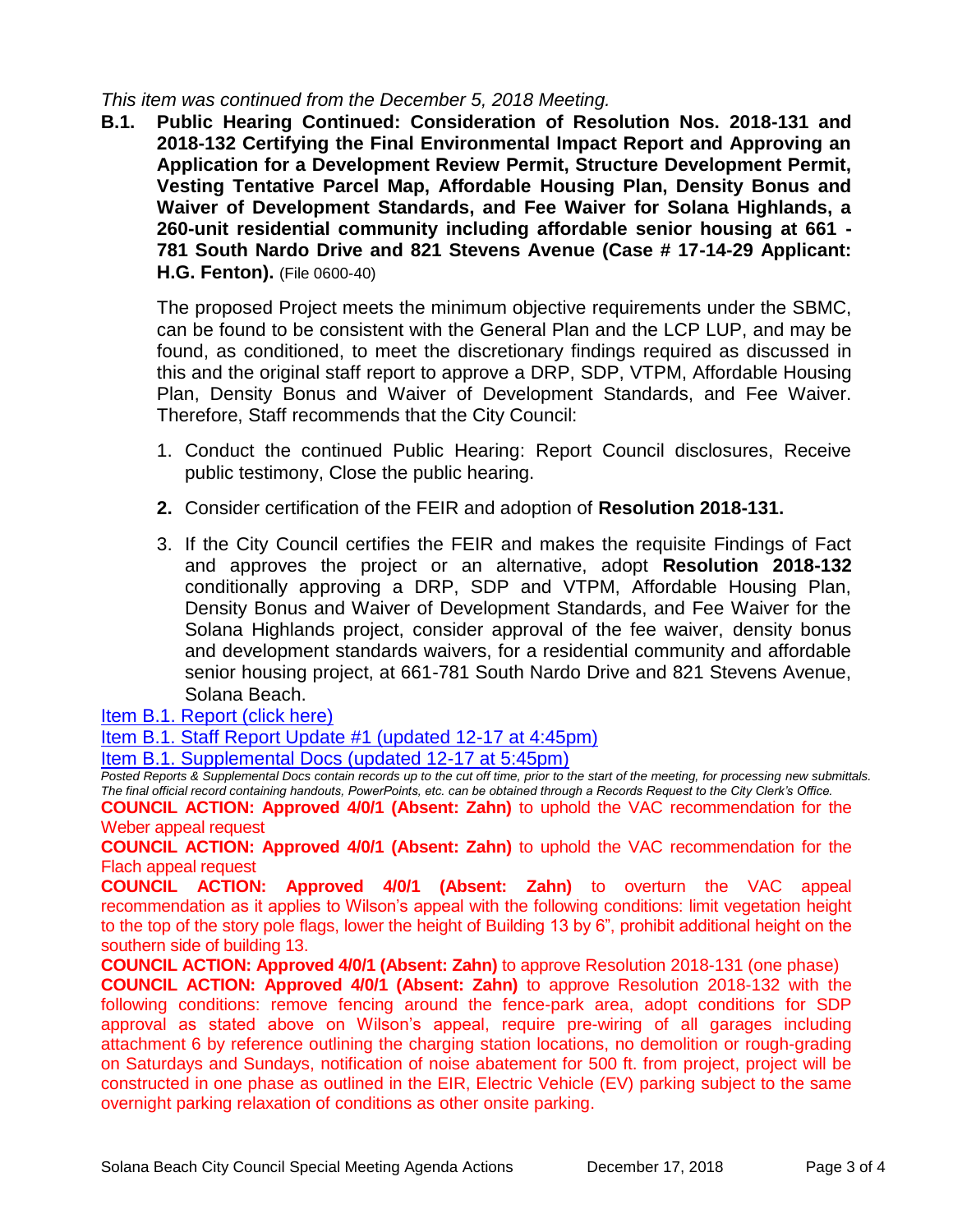*This item was continued from the December 5, 2018 Meeting.*

**B.1. Public Hearing Continued: Consideration of Resolution Nos. 2018-131 and 2018-132 Certifying the Final Environmental Impact Report and Approving an Application for a Development Review Permit, Structure Development Permit, Vesting Tentative Parcel Map, Affordable Housing Plan, Density Bonus and Waiver of Development Standards, and Fee Waiver for Solana Highlands, a 260-unit residential community including affordable senior housing at 661 - 781 South Nardo Drive and 821 Stevens Avenue (Case # 17-14-29 Applicant: H.G. Fenton).** (File 0600-40)

The proposed Project meets the minimum objective requirements under the SBMC, can be found to be consistent with the General Plan and the LCP LUP, and may be found, as conditioned, to meet the discretionary findings required as discussed in this and the original staff report to approve a DRP, SDP, VTPM, Affordable Housing Plan, Density Bonus and Waiver of Development Standards, and Fee Waiver. Therefore, Staff recommends that the City Council:

1. Conduct the continued Public Hearing: Report Council disclosures, Receive public testimony, Close the public hearing.
2. Consider certification of the FEIR and adoption of **Resolution 2018-131.**
3. If the City Council certifies the FEIR and makes the requisite Findings of Fact and approves the project or an alternative, adopt **Resolution 2018-132** conditionally approving a DRP, SDP and VTPM, Affordable Housing Plan, Density Bonus and Waiver of Development Standards, and Fee Waiver for the Solana Highlands project, consider approval of the fee waiver, density bonus and development standards waivers, for a residential community and affordable senior housing project, at 661-781 South Nardo Drive and 821 Stevens Avenue, Solana Beach.

Item B.1. Report (click here)

Item B.1. Staff Report Update #1 (updated 12-17 at 4:45pm)

Item B.1. Supplemental Docs (updated 12-17 at 5:45pm)

*Posted Reports & Supplemental Docs contain records up to the cut off time, prior to the start of the meeting, for processing new submittals. The final official record containing handouts, PowerPoints, etc. can be obtained through a Records Request to the City Clerk's Office.*

**COUNCIL ACTION: Approved 4/0/1 (Absent: Zahn)** to uphold the VAC recommendation for the Weber appeal request

**COUNCIL ACTION: Approved 4/0/1 (Absent: Zahn)** to uphold the VAC recommendation for the Flach appeal request

**COUNCIL ACTION: Approved 4/0/1 (Absent: Zahn)** to overturn the VAC appeal recommendation as it applies to Wilson's appeal with the following conditions: limit vegetation height to the top of the story pole flags, lower the height of Building 13 by 6", prohibit additional height on the southern side of building 13.

**COUNCIL ACTION: Approved 4/0/1 (Absent: Zahn)** to approve Resolution 2018-131 (one phase)

**COUNCIL ACTION: Approved 4/0/1 (Absent: Zahn)** to approve Resolution 2018-132 with the following conditions: remove fencing around the fence-park area, adopt conditions for SDP approval as stated above on Wilson's appeal, require pre-wiring of all garages including attachment 6 by reference outlining the charging station locations, no demolition or rough-grading on Saturdays and Sundays, notification of noise abatement for 500 ft. from project, project will be constructed in one phase as outlined in the EIR, Electric Vehicle (EV) parking subject to the same overnight parking relaxation of conditions as other onsite parking.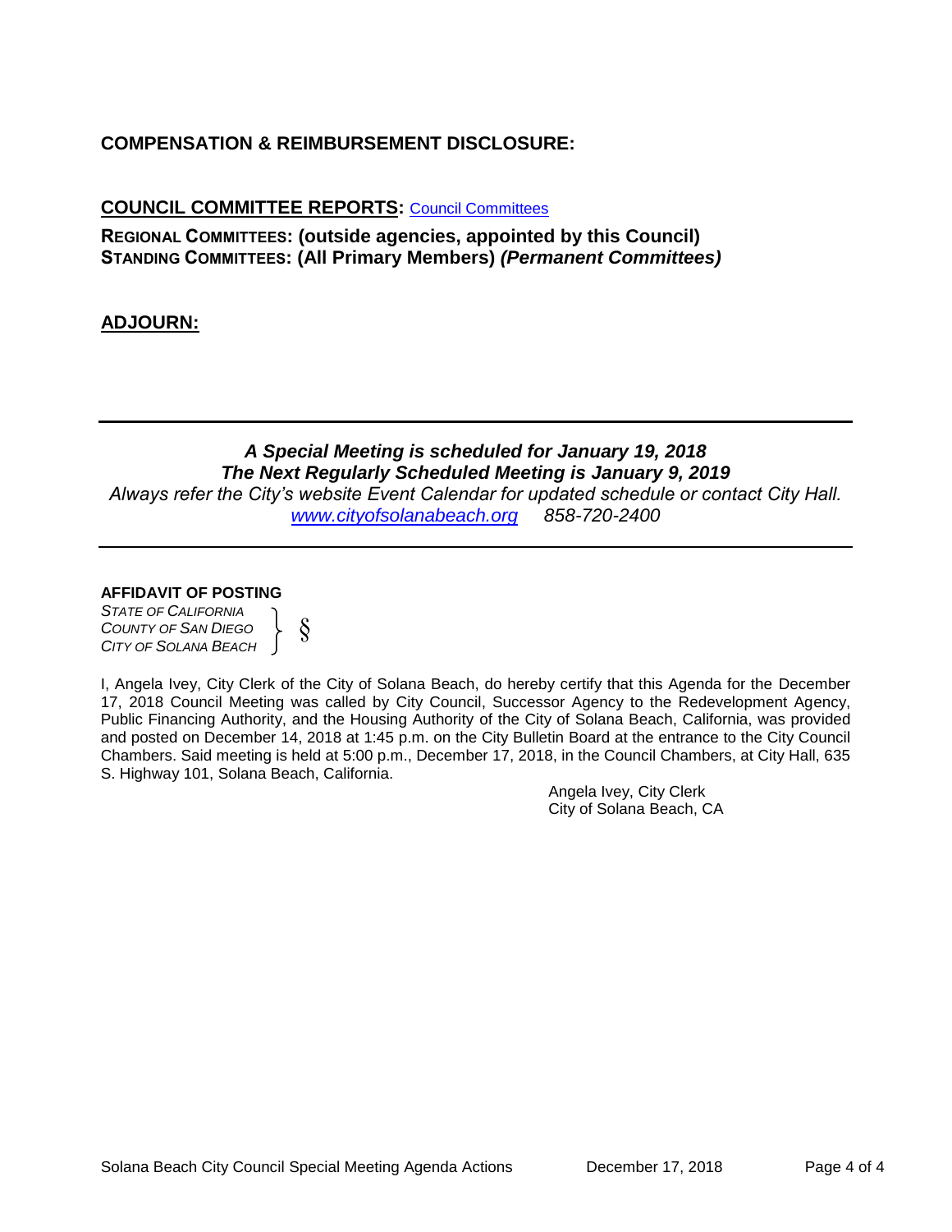## COMPENSATION & REIMBURSEMENT DISCLOSURE:

## COUNCIL COMMITTEE REPORTS: Council Committees

**REGIONAL COMMITTEES: (outside agencies, appointed by this Council)**
**STANDING COMMITTEES: (All Primary Members) *(Permanent Committees)***

## ADJOURN:

---

***A Special Meeting is scheduled for January 19, 2018***
***The Next Regularly Scheduled Meeting is January 9, 2019***

*Always refer the City's website Event Calendar for updated schedule or contact City Hall.*
*www.cityofsolanabeach.org 858-720-2400*

---

**AFFIDAVIT OF POSTING**

*STATE OF CALIFORNIA*
*COUNTY OF SAN DIEGO* §
*CITY OF SOLANA BEACH*

I, Angela Ivey, City Clerk of the City of Solana Beach, do hereby certify that this Agenda for the December 17, 2018 Council Meeting was called by City Council, Successor Agency to the Redevelopment Agency, Public Financing Authority, and the Housing Authority of the City of Solana Beach, California, was provided and posted on December 14, 2018 at 1:45 p.m. on the City Bulletin Board at the entrance to the City Council Chambers. Said meeting is held at 5:00 p.m., December 17, 2018, in the Council Chambers, at City Hall, 635 S. Highway 101, Solana Beach, California.

Angela Ivey, City Clerk
City of Solana Beach, CA